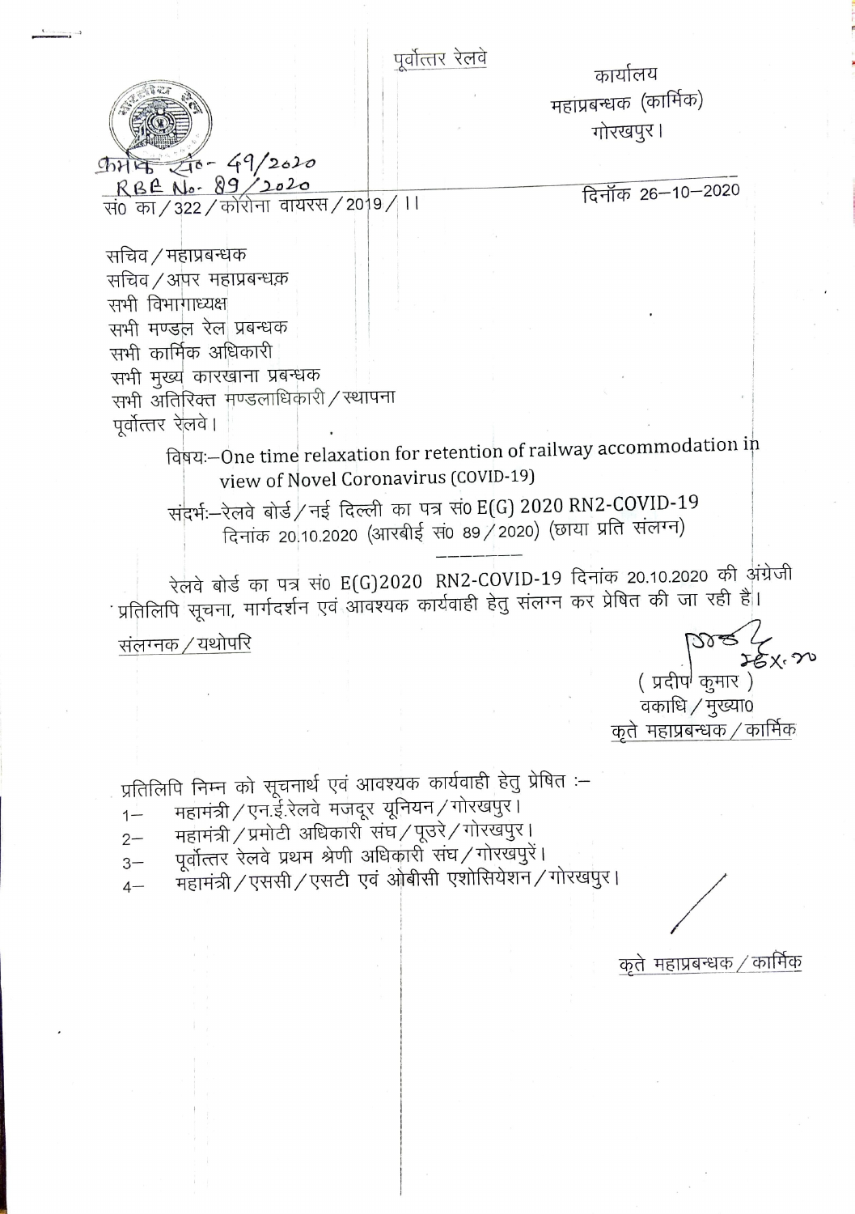पूर्वोत्तर रेलवे

कार्यालय
महाप्रबन्धक (कार्मिक)
गोरखपुर।

क्रमांक सं०- 49/2020
RBE No. 89/2020
सं० का/322/कोरोना वायरस/2019/।।

दिनॉक 26–10–2020

सचिव/महाप्रबन्धक
सचिव/अपर महाप्रबन्धक
सभी विभागाध्यक्ष
सभी मण्डल रेल प्रबन्धक
सभी कार्मिक अधिकारी
सभी मुख्य कारखाना प्रबन्धक
सभी अतिरिक्त मण्डलाधिकारी/स्थापना
पूर्वोत्तर रेलवे।

विषयः–One time relaxation for retention of railway accommodation in view of Novel Coronavirus (COVID-19)

संदर्भः–रेलवे बोर्ड/नई दिल्ली का पत्र सं० E(G) 2020 RN2-COVID-19 दिनांक 20.10.2020 (आरबीई सं० 89/2020) (छाया प्रति संलग्न)

---

रेलवे बोर्ड का पत्र सं० E(G)2020 RN2-COVID-19 दिनांक 20.10.2020 की अंग्रेजी प्रतिलिपि सूचना, मार्गदर्शन एवं आवश्यक कार्यवाही हेतु संलग्न कर प्रेषित की जा रही है।

संलग्नक/यथोपरि

26.X.20
(प्रदीप कुमार)
वकाधि/मुख्या0
कृते महाप्रबन्धक/कार्मिक

प्रतिलिपि निम्न को सूचनार्थ एवं आवश्यक कार्यवाही हेतु प्रेषित :–

1– महामंत्री/एन.ई.रेलवे मजदूर यूनियन/गोरखपुर।
2– महामंत्री/प्रमोटी अधिकारी संघ/पूउरे/गोरखपुर।
3– पूर्वोत्तर रेलवे प्रथम श्रेणी अधिकारी संघ/गोरखपुरें।
4– महामंत्री/एससी/एसटी एवं ओबीसी एशोसियेशन/गोरखपुर।

कृते महाप्रबन्धक/कार्मिक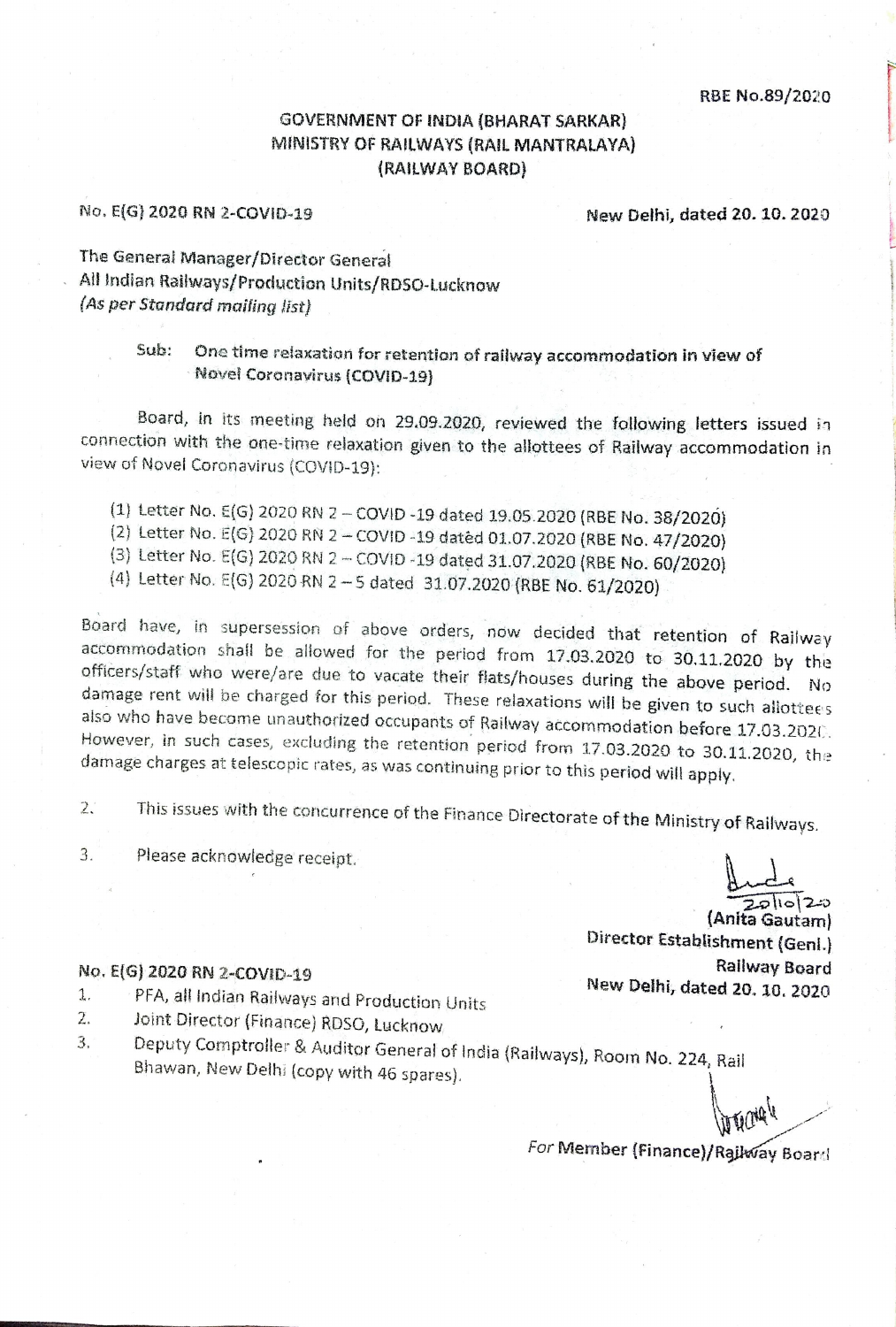RBE No.89/2020

GOVERNMENT OF INDIA (BHARAT SARKAR)
MINISTRY OF RAILWAYS (RAIL MANTRALAYA)
(RAILWAY BOARD)

No. E(G) 2020 RN 2-COVID-19

New Delhi, dated 20. 10. 2020

The General Manager/Director General
All Indian Railways/Production Units/RDSO-Lucknow
*(As per Standard mailing list)*

**Sub: One time relaxation for retention of railway accommodation in view of Novel Coronavirus (COVID-19)**

Board, in its meeting held on 29.09.2020, reviewed the following letters issued in connection with the one-time relaxation given to the allottees of Railway accommodation in view of Novel Coronavirus (COVID-19):

(1) Letter No. E(G) 2020 RN 2 – COVID -19 dated 19.05.2020 (RBE No. 38/2020)
(2) Letter No. E(G) 2020 RN 2 – COVID -19 dated 01.07.2020 (RBE No. 47/2020)
(3) Letter No. E(G) 2020 RN 2 – COVID -19 dated 31.07.2020 (RBE No. 60/2020)
(4) Letter No. E(G) 2020 RN 2 – 5 dated 31.07.2020 (RBE No. 61/2020)

Board have, in supersession of above orders, now decided that retention of Railway accommodation shall be allowed for the period from 17.03.2020 to 30.11.2020 by the officers/staff who were/are due to vacate their flats/houses during the above period. No damage rent will be charged for this period. These relaxations will be given to such allottees also who have become unauthorized occupants of Railway accommodation before 17.03.2020. However, in such cases, excluding the retention period from 17.03.2020 to 30.11.2020, the damage charges at telescopic rates, as was continuing prior to this period will apply.

2. This issues with the concurrence of the Finance Directorate of the Ministry of Railways.

3. Please acknowledge receipt.

20/10/20
(Anita Gautam)
Director Establishment (Genl.)
Railway Board

No. E(G) 2020 RN 2-COVID-19

New Delhi, dated 20. 10. 2020

1. PFA, all Indian Railways and Production Units
2. Joint Director (Finance) RDSO, Lucknow
3. Deputy Comptroller & Auditor General of India (Railways), Room No. 224, Rail Bhawan, New Delhi (copy with 46 spares).

*For* Member (Finance)/Railway Board